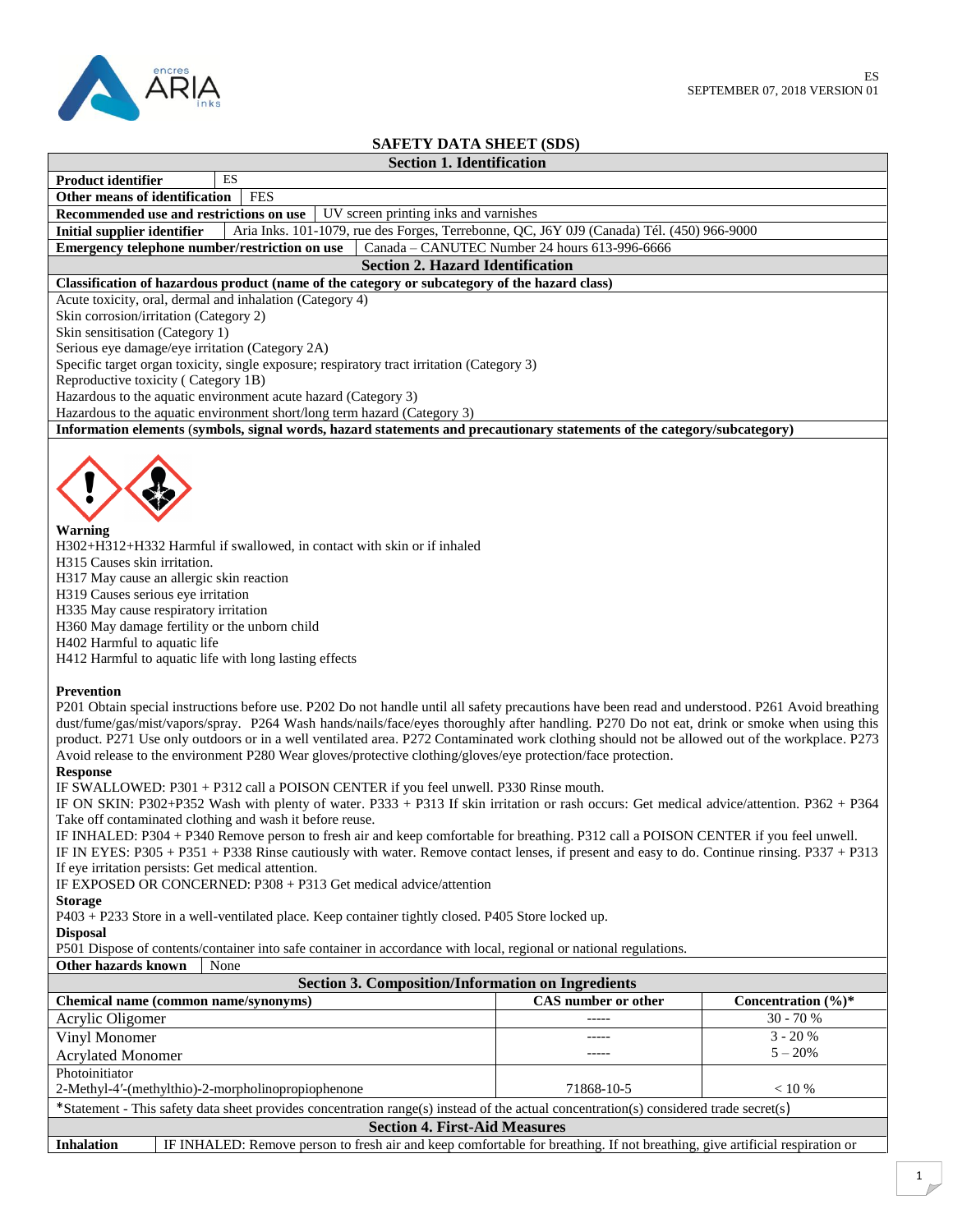ES
SEPTEMBER 07, 2018 VERSION 01

# SAFETY DATA SHEET (SDS)

## Section 1. Identification

| | |
|---|---|
| **Product identifier** | ES |
| **Other means of identification** | FES |
| **Recommended use and restrictions on use** | UV screen printing inks and varnishes |
| **Initial supplier identifier** | Aria Inks. 101-1079, rue des Forges, Terrebonne, QC, J6Y 0J9 (Canada) Tél. (450) 966-9000 |
| **Emergency telephone number/restriction on use** | Canada – CANUTEC Number 24 hours 613-996-6666 |

## Section 2. Hazard Identification

**Classification of hazardous product (name of the category or subcategory of the hazard class)**

Acute toxicity, oral, dermal and inhalation (Category 4)
Skin corrosion/irritation (Category 2)
Skin sensitisation (Category 1)
Serious eye damage/eye irritation (Category 2A)
Specific target organ toxicity, single exposure; respiratory tract irritation (Category 3)
Reproductive toxicity ( Category 1B)
Hazardous to the aquatic environment acute hazard (Category 3)
Hazardous to the aquatic environment short/long term hazard (Category 3)

**Information elements (symbols, signal words, hazard statements and precautionary statements of the category/subcategory)**

**Warning**
H302+H312+H332 Harmful if swallowed, in contact with skin or if inhaled
H315 Causes skin irritation.
H317 May cause an allergic skin reaction
H319 Causes serious eye irritation
H335 May cause respiratory irritation
H360 May damage fertility or the unborn child
H402 Harmful to aquatic life
H412 Harmful to aquatic life with long lasting effects

**Prevention**
P201 Obtain special instructions before use. P202 Do not handle until all safety precautions have been read and understood. P261 Avoid breathing dust/fume/gas/mist/vapors/spray. P264 Wash hands/nails/face/eyes thoroughly after handling. P270 Do not eat, drink or smoke when using this product. P271 Use only outdoors or in a well ventilated area. P272 Contaminated work clothing should not be allowed out of the workplace. P273 Avoid release to the environment P280 Wear gloves/protective clothing/gloves/eye protection/face protection.

**Response**
IF SWALLOWED: P301 + P312 call a POISON CENTER if you feel unwell. P330 Rinse mouth.
IF ON SKIN: P302+P352 Wash with plenty of water. P333 + P313 If skin irritation or rash occurs: Get medical advice/attention. P362 + P364 Take off contaminated clothing and wash it before reuse.
IF INHALED: P304 + P340 Remove person to fresh air and keep comfortable for breathing. P312 call a POISON CENTER if you feel unwell.
IF IN EYES: P305 + P351 + P338 Rinse cautiously with water. Remove contact lenses, if present and easy to do. Continue rinsing. P337 + P313 If eye irritation persists: Get medical attention.
IF EXPOSED OR CONCERNED: P308 + P313 Get medical advice/attention

**Storage**
P403 + P233 Store in a well-ventilated place. Keep container tightly closed. P405 Store locked up.

**Disposal**
P501 Dispose of contents/container into safe container in accordance with local, regional or national regulations.

| | |
|---|---|
| **Other hazards known** | None |

## Section 3. Composition/Information on Ingredients

| Chemical name (common name/synonyms) | CAS number or other | Concentration (%)* |
|---|---|---|
| Acrylic Oligomer | ----- | 30 - 70 % |
| Vinyl Monomer | ----- | 3 - 20 % |
| Acrylated Monomer | ----- | 5 – 20% |
| Photoinitiator<br>2-Methyl-4′-(methylthio)-2-morpholinopropiophenone | 71868-10-5 | < 10 % |

*Statement - This safety data sheet provides concentration range(s) instead of the actual concentration(s) considered trade secret(s)

## Section 4. First-Aid Measures

| | |
|---|---|
| **Inhalation** | IF INHALED: Remove person to fresh air and keep comfortable for breathing. If not breathing, give artificial respiration or |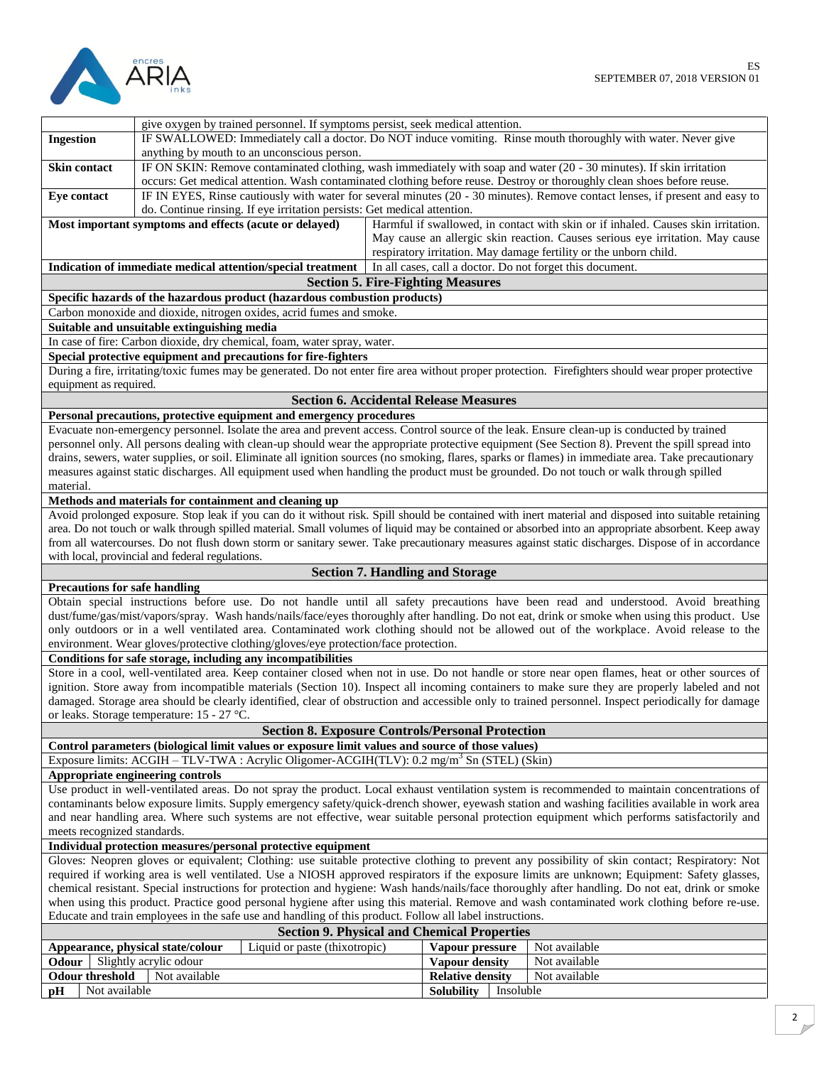| | |
|---|---|
| | give oxygen by trained personnel. If symptoms persist, seek medical attention. |
| **Ingestion** | IF SWALLOWED: Immediately call a doctor. Do NOT induce vomiting. Rinse mouth thoroughly with water. Never give anything by mouth to an unconscious person. |
| **Skin contact** | IF ON SKIN: Remove contaminated clothing, wash immediately with soap and water (20 - 30 minutes). If skin irritation occurs: Get medical attention. Wash contaminated clothing before reuse. Destroy or thoroughly clean shoes before reuse. |
| **Eye contact** | IF IN EYES, Rinse cautiously with water for several minutes (20 - 30 minutes). Remove contact lenses, if present and easy to do. Continue rinsing. If eye irritation persists: Get medical attention. |

| | |
|---|---|
| **Most important symptoms and effects (acute or delayed)** | Harmful if swallowed, in contact with skin or if inhaled. Causes skin irritation. May cause an allergic skin reaction. Causes serious eye irritation. May cause respiratory irritation. May damage fertility or the unborn child. |
| **Indication of immediate medical attention/special treatment** | In all cases, call a doctor. Do not forget this document. |

## Section 5. Fire-Fighting Measures

**Specific hazards of the hazardous product (hazardous combustion products)**

Carbon monoxide and dioxide, nitrogen oxides, acrid fumes and smoke.

**Suitable and unsuitable extinguishing media**

In case of fire: Carbon dioxide, dry chemical, foam, water spray, water.

**Special protective equipment and precautions for fire-fighters**

During a fire, irritating/toxic fumes may be generated. Do not enter fire area without proper protection. Firefighters should wear proper protective equipment as required.

## Section 6. Accidental Release Measures

**Personal precautions, protective equipment and emergency procedures**

Evacuate non-emergency personnel. Isolate the area and prevent access. Control source of the leak. Ensure clean-up is conducted by trained personnel only. All persons dealing with clean-up should wear the appropriate protective equipment (See Section 8). Prevent the spill spread into drains, sewers, water supplies, or soil. Eliminate all ignition sources (no smoking, flares, sparks or flames) in immediate area. Take precautionary measures against static discharges. All equipment used when handling the product must be grounded. Do not touch or walk through spilled material.

**Methods and materials for containment and cleaning up**

Avoid prolonged exposure. Stop leak if you can do it without risk. Spill should be contained with inert material and disposed into suitable retaining area. Do not touch or walk through spilled material. Small volumes of liquid may be contained or absorbed into an appropriate absorbent. Keep away from all watercourses. Do not flush down storm or sanitary sewer. Take precautionary measures against static discharges. Dispose of in accordance with local, provincial and federal regulations.

## Section 7. Handling and Storage

**Precautions for safe handling**

Obtain special instructions before use. Do not handle until all safety precautions have been read and understood. Avoid breathing dust/fume/gas/mist/vapors/spray. Wash hands/nails/face/eyes thoroughly after handling. Do not eat, drink or smoke when using this product. Use only outdoors or in a well ventilated area. Contaminated work clothing should not be allowed out of the workplace. Avoid release to the environment. Wear gloves/protective clothing/gloves/eye protection/face protection.

**Conditions for safe storage, including any incompatibilities**

Store in a cool, well-ventilated area. Keep container closed when not in use. Do not handle or store near open flames, heat or other sources of ignition. Store away from incompatible materials (Section 10). Inspect all incoming containers to make sure they are properly labeled and not damaged. Storage area should be clearly identified, clear of obstruction and accessible only to trained personnel. Inspect periodically for damage or leaks. Storage temperature: 15 - 27 °C.

## Section 8. Exposure Controls/Personal Protection

**Control parameters (biological limit values or exposure limit values and source of those values)**

Exposure limits: ACGIH – TLV-TWA : Acrylic Oligomer-ACGIH(TLV): 0.2 mg/m$^3$ Sn (STEL) (Skin)

**Appropriate engineering controls**

Use product in well-ventilated areas. Do not spray the product. Local exhaust ventilation system is recommended to maintain concentrations of contaminants below exposure limits. Supply emergency safety/quick-drench shower, eyewash station and washing facilities available in work area and near handling area. Where such systems are not effective, wear suitable personal protection equipment which performs satisfactorily and meets recognized standards.

**Individual protection measures/personal protective equipment**

Gloves: Neopren gloves or equivalent; Clothing: use suitable protective clothing to prevent any possibility of skin contact; Respiratory: Not required if working area is well ventilated. Use a NIOSH approved respirators if the exposure limits are unknown; Equipment: Safety glasses, chemical resistant. Special instructions for protection and hygiene: Wash hands/nails/face thoroughly after handling. Do not eat, drink or smoke when using this product. Practice good personal hygiene after using this material. Remove and wash contaminated work clothing before re-use. Educate and train employees in the safe use and handling of this product. Follow all label instructions.

## Section 9. Physical and Chemical Properties

| | | | |
|---|---|---|---|
| **Appearance, physical state/colour** | Liquid or paste (thixotropic) | **Vapour pressure** | Not available |
| **Odour** | Slightly acrylic odour | **Vapour density** | Not available |
| **Odour threshold** | Not available | **Relative density** | Not available |
| **pH** | Not available | **Solubility** | Insoluble |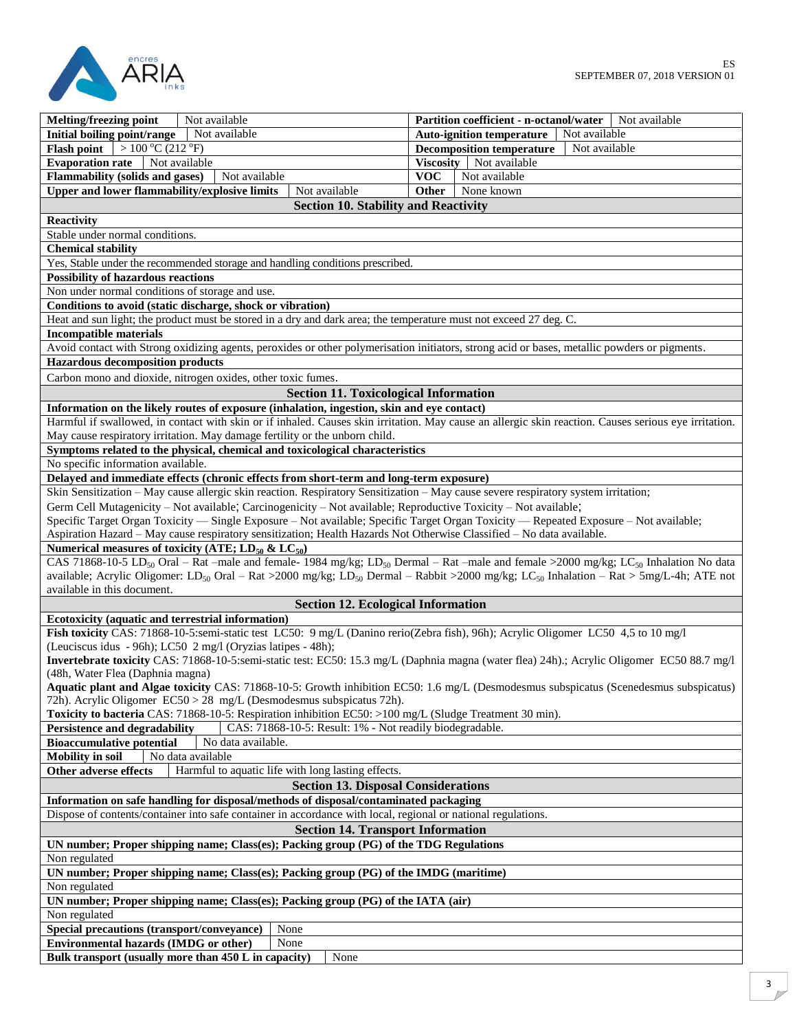| | | | |
|---|---|---|---|
| **Melting/freezing point** | Not available | **Partition coefficient - n-octanol/water** | Not available |
| **Initial boiling point/range** | Not available | **Auto-ignition temperature** | Not available |
| **Flash point** | > 100 °C (212 °F) | **Decomposition temperature** | Not available |
| **Evaporation rate** | Not available | **Viscosity** | Not available |
| **Flammability (solids and gases)** | Not available | **VOC** | Not available |
| **Upper and lower flammability/explosive limits** | Not available | **Other** | None known |

## Section 10. Stability and Reactivity

**Reactivity**

Stable under normal conditions.

**Chemical stability**

Yes, Stable under the recommended storage and handling conditions prescribed.

**Possibility of hazardous reactions**

Non under normal conditions of storage and use.

**Conditions to avoid (static discharge, shock or vibration)**

Heat and sun light; the product must be stored in a dry and dark area; the temperature must not exceed 27 deg. C.

**Incompatible materials**

Avoid contact with Strong oxidizing agents, peroxides or other polymerisation initiators, strong acid or bases, metallic powders or pigments.

**Hazardous decomposition products**

Carbon mono and dioxide, nitrogen oxides, other toxic fumes.

## Section 11. Toxicological Information

**Information on the likely routes of exposure (inhalation, ingestion, skin and eye contact)**

Harmful if swallowed, in contact with skin or if inhaled. Causes skin irritation. May cause an allergic skin reaction. Causes serious eye irritation. May cause respiratory irritation. May damage fertility or the unborn child.

**Symptoms related to the physical, chemical and toxicological characteristics**

No specific information available.

**Delayed and immediate effects (chronic effects from short-term and long-term exposure)**

Skin Sensitization – May cause allergic skin reaction. Respiratory Sensitization – May cause severe respiratory system irritation;
Germ Cell Mutagenicity – Not available; Carcinogenicity – Not available; Reproductive Toxicity – Not available;
Specific Target Organ Toxicity — Single Exposure – Not available; Specific Target Organ Toxicity — Repeated Exposure – Not available;
Aspiration Hazard – May cause respiratory sensitization; Health Hazards Not Otherwise Classified – No data available.

**Numerical measures of toxicity (ATE; $LD_{50}$ & $LC_{50}$)**

CAS 71868-10-5 $LD_{50}$ Oral – Rat –male and female- 1984 mg/kg; $LD_{50}$ Dermal – Rat –male and female >2000 mg/kg; $LC_{50}$ Inhalation No data available; Acrylic Oligomer: $LD_{50}$ Oral – Rat >2000 mg/kg; $LD_{50}$ Dermal – Rabbit >2000 mg/kg; $LC_{50}$ Inhalation – Rat > 5mg/L-4h; ATE not available in this document.

## Section 12. Ecological Information

**Ecotoxicity (aquatic and terrestrial information)**

**Fish toxicity** CAS: 71868-10-5:semi-static test LC50: 9 mg/L (Danino rerio(Zebra fish), 96h); Acrylic Oligomer LC50 4,5 to 10 mg/l (Leuciscus idus - 96h); LC50 2 mg/l (Oryzias latipes - 48h);

**Invertebrate toxicity** CAS: 71868-10-5:semi-static test: EC50: 15.3 mg/L (Daphnia magna (water flea) 24h).; Acrylic Oligomer EC50 88.7 mg/l (48h, Water Flea (Daphnia magna)

**Aquatic plant and Algae toxicity** CAS: 71868-10-5: Growth inhibition EC50: 1.6 mg/L (Desmodesmus subspicatus (Scenedesmus subspicatus) 72h). Acrylic Oligomer EC50 > 28 mg/L (Desmodesmus subspicatus 72h).

**Toxicity to bacteria** CAS: 71868-10-5: Respiration inhibition EC50: >100 mg/L (Sludge Treatment 30 min).

| | |
|---|---|
| **Persistence and degradability** | CAS: 71868-10-5: Result: 1% - Not readily biodegradable. |
| **Bioaccumulative potential** | No data available. |
| **Mobility in soil** | No data available |
| **Other adverse effects** | Harmful to aquatic life with long lasting effects. |

## Section 13. Disposal Considerations

**Information on safe handling for disposal/methods of disposal/contaminated packaging**

Dispose of contents/container into safe container in accordance with local, regional or national regulations.

## Section 14. Transport Information

**UN number; Proper shipping name; Class(es); Packing group (PG) of the TDG Regulations**

Non regulated

**UN number; Proper shipping name; Class(es); Packing group (PG) of the IMDG (maritime)**

Non regulated

**UN number; Proper shipping name; Class(es); Packing group (PG) of the IATA (air)**

Non regulated

| | |
|---|---|
| **Special precautions (transport/conveyance)** | None |
| **Environmental hazards (IMDG or other)** | None |
| **Bulk transport (usually more than 450 L in capacity)** | None |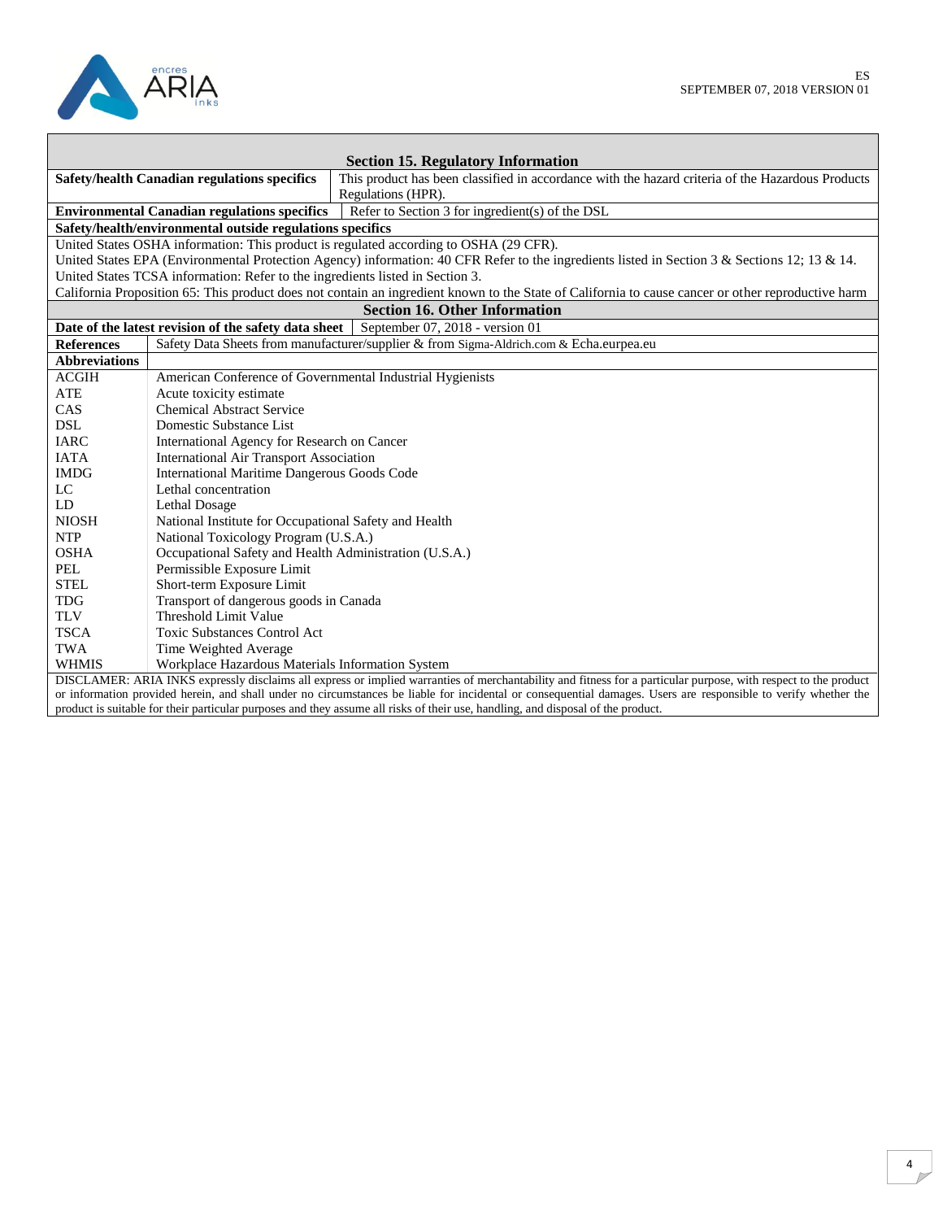## Section 15. Regulatory Information

| | |
|---|---|
| **Safety/health Canadian regulations specifics** | This product has been classified in accordance with the hazard criteria of the Hazardous Products Regulations (HPR). |
| **Environmental Canadian regulations specifics** | Refer to Section 3 for ingredient(s) of the DSL |

**Safety/health/environmental outside regulations specifics**

United States OSHA information: This product is regulated according to OSHA (29 CFR).
United States EPA (Environmental Protection Agency) information: 40 CFR Refer to the ingredients listed in Section 3 & Sections 12; 13 & 14.
United States TCSA information: Refer to the ingredients listed in Section 3.
California Proposition 65: This product does not contain an ingredient known to the State of California to cause cancer or other reproductive harm

## Section 16. Other Information

| | |
|---|---|
| **Date of the latest revision of the safety data sheet** | September 07, 2018 - version 01 |
| **References** | Safety Data Sheets from manufacturer/supplier & from Sigma-Aldrich.com & Echa.eurpea.eu |

**Abbreviations**

| | |
|---|---|
| ACGIH | American Conference of Governmental Industrial Hygienists |
| ATE | Acute toxicity estimate |
| CAS | Chemical Abstract Service |
| DSL | Domestic Substance List |
| IARC | International Agency for Research on Cancer |
| IATA | International Air Transport Association |
| IMDG | International Maritime Dangerous Goods Code |
| LC | Lethal concentration |
| LD | Lethal Dosage |
| NIOSH | National Institute for Occupational Safety and Health |
| NTP | National Toxicology Program (U.S.A.) |
| OSHA | Occupational Safety and Health Administration (U.S.A.) |
| PEL | Permissible Exposure Limit |
| STEL | Short-term Exposure Limit |
| TDG | Transport of dangerous goods in Canada |
| TLV | Threshold Limit Value |
| TSCA | Toxic Substances Control Act |
| TWA | Time Weighted Average |
| WHMIS | Workplace Hazardous Materials Information System |

DISCLAMER: ARIA INKS expressly disclaims all express or implied warranties of merchantability and fitness for a particular purpose, with respect to the product or information provided herein, and shall under no circumstances be liable for incidental or consequential damages. Users are responsible to verify whether the product is suitable for their particular purposes and they assume all risks of their use, handling, and disposal of the product.